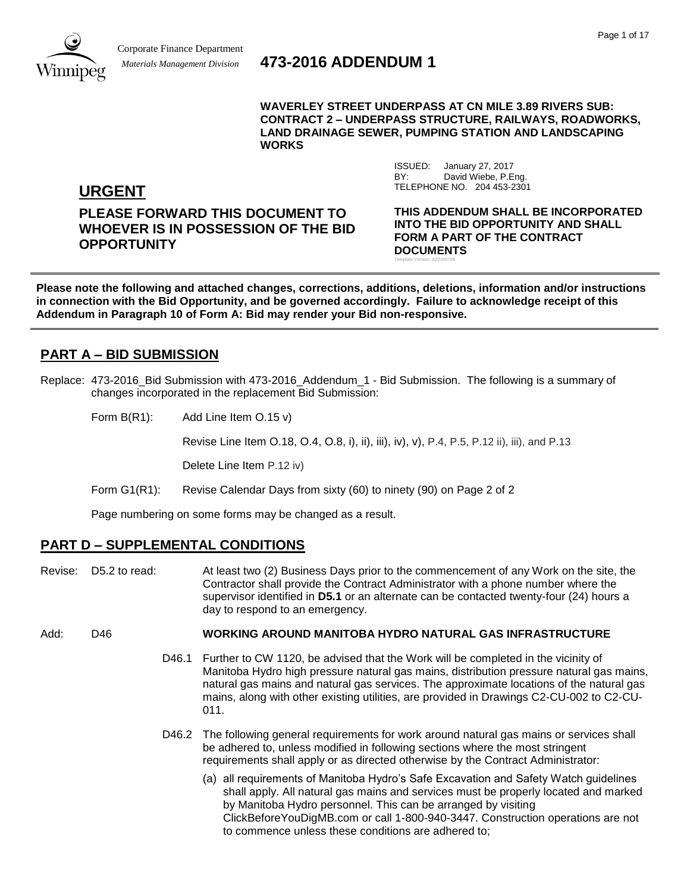Corporate Finance Department
*Materials Management Division*

# 473-2016 ADDENDUM 1

**WAVERLEY STREET UNDERPASS AT CN MILE 3.89 RIVERS SUB: CONTRACT 2 – UNDERPASS STRUCTURE, RAILWAYS, ROADWORKS, LAND DRAINAGE SEWER, PUMPING STATION AND LANDSCAPING WORKS**

ISSUED: January 27, 2017
BY: David Wiebe, P.Eng.
TELEPHONE NO. 204 453-2301

## URGENT

**PLEASE FORWARD THIS DOCUMENT TO WHOEVER IS IN POSSESSION OF THE BID OPPORTUNITY**

**THIS ADDENDUM SHALL BE INCORPORATED INTO THE BID OPPORTUNITY AND SHALL FORM A PART OF THE CONTRACT DOCUMENTS**

Template Version: A20160708

**Please note the following and attached changes, corrections, additions, deletions, information and/or instructions in connection with the Bid Opportunity, and be governed accordingly. Failure to acknowledge receipt of this Addendum in Paragraph 10 of Form A: Bid may render your Bid non-responsive.**

## PART A – BID SUBMISSION

Replace: 473-2016_Bid Submission with 473-2016_Addendum_1 - Bid Submission. The following is a summary of changes incorporated in the replacement Bid Submission:

Form B(R1): Add Line Item O.15 v)

Revise Line Item O.18, O.4, O.8, i), ii), iii), iv), v), P.4, P.5, P.12 ii), iii), and P.13

Delete Line Item P.12 iv)

Form G1(R1): Revise Calendar Days from sixty (60) to ninety (90) on Page 2 of 2

Page numbering on some forms may be changed as a result.

## PART D – SUPPLEMENTAL CONDITIONS

Revise: D5.2 to read: At least two (2) Business Days prior to the commencement of any Work on the site, the Contractor shall provide the Contract Administrator with a phone number where the supervisor identified in **D5.1** or an alternate can be contacted twenty-four (24) hours a day to respond to an emergency.

Add: D46 **WORKING AROUND MANITOBA HYDRO NATURAL GAS INFRASTRUCTURE**

D46.1 Further to CW 1120, be advised that the Work will be completed in the vicinity of Manitoba Hydro high pressure natural gas mains, distribution pressure natural gas mains, natural gas mains and natural gas services. The approximate locations of the natural gas mains, along with other existing utilities, are provided in Drawings C2-CU-002 to C2-CU-011.

D46.2 The following general requirements for work around natural gas mains or services shall be adhered to, unless modified in following sections where the most stringent requirements shall apply or as directed otherwise by the Contract Administrator:

(a) all requirements of Manitoba Hydro's Safe Excavation and Safety Watch guidelines shall apply. All natural gas mains and services must be properly located and marked by Manitoba Hydro personnel. This can be arranged by visiting ClickBeforeYouDigMB.com or call 1-800-940-3447. Construction operations are not to commence unless these conditions are adhered to;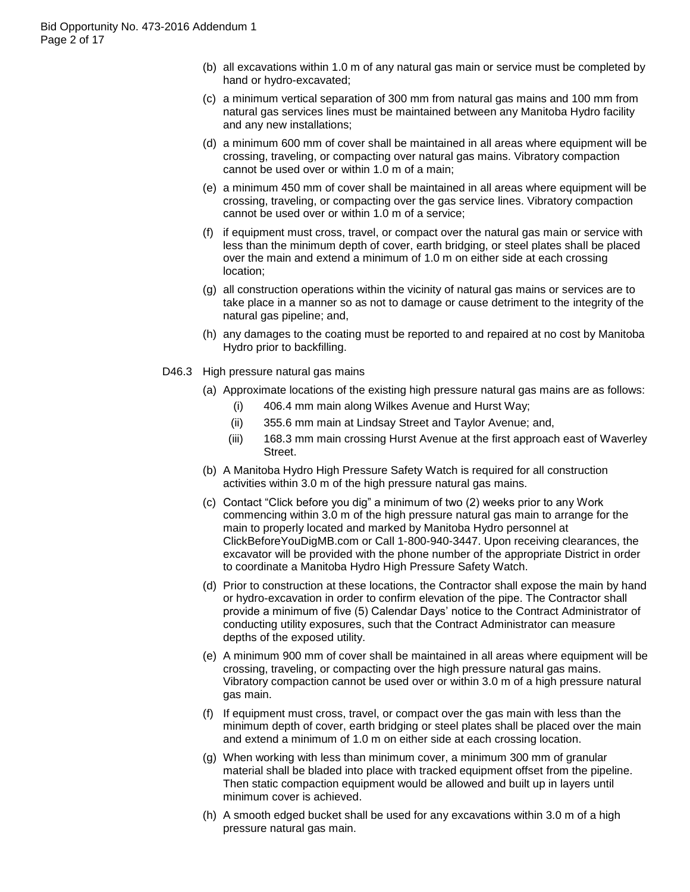(b) all excavations within 1.0 m of any natural gas main or service must be completed by hand or hydro-excavated;

(c) a minimum vertical separation of 300 mm from natural gas mains and 100 mm from natural gas services lines must be maintained between any Manitoba Hydro facility and any new installations;

(d) a minimum 600 mm of cover shall be maintained in all areas where equipment will be crossing, traveling, or compacting over natural gas mains. Vibratory compaction cannot be used over or within 1.0 m of a main;

(e) a minimum 450 mm of cover shall be maintained in all areas where equipment will be crossing, traveling, or compacting over the gas service lines. Vibratory compaction cannot be used over or within 1.0 m of a service;

(f) if equipment must cross, travel, or compact over the natural gas main or service with less than the minimum depth of cover, earth bridging, or steel plates shall be placed over the main and extend a minimum of 1.0 m on either side at each crossing location;

(g) all construction operations within the vicinity of natural gas mains or services are to take place in a manner so as not to damage or cause detriment to the integrity of the natural gas pipeline; and,

(h) any damages to the coating must be reported to and repaired at no cost by Manitoba Hydro prior to backfilling.

D46.3 High pressure natural gas mains

(a) Approximate locations of the existing high pressure natural gas mains are as follows:
   - (i) 406.4 mm main along Wilkes Avenue and Hurst Way;
   - (ii) 355.6 mm main at Lindsay Street and Taylor Avenue; and,
   - (iii) 168.3 mm main crossing Hurst Avenue at the first approach east of Waverley Street.

(b) A Manitoba Hydro High Pressure Safety Watch is required for all construction activities within 3.0 m of the high pressure natural gas mains.

(c) Contact "Click before you dig" a minimum of two (2) weeks prior to any Work commencing within 3.0 m of the high pressure natural gas main to arrange for the main to properly located and marked by Manitoba Hydro personnel at ClickBeforeYouDigMB.com or Call 1-800-940-3447. Upon receiving clearances, the excavator will be provided with the phone number of the appropriate District in order to coordinate a Manitoba Hydro High Pressure Safety Watch.

(d) Prior to construction at these locations, the Contractor shall expose the main by hand or hydro-excavation in order to confirm elevation of the pipe. The Contractor shall provide a minimum of five (5) Calendar Days' notice to the Contract Administrator of conducting utility exposures, such that the Contract Administrator can measure depths of the exposed utility.

(e) A minimum 900 mm of cover shall be maintained in all areas where equipment will be crossing, traveling, or compacting over the high pressure natural gas mains. Vibratory compaction cannot be used over or within 3.0 m of a high pressure natural gas main.

(f) If equipment must cross, travel, or compact over the gas main with less than the minimum depth of cover, earth bridging or steel plates shall be placed over the main and extend a minimum of 1.0 m on either side at each crossing location.

(g) When working with less than minimum cover, a minimum 300 mm of granular material shall be bladed into place with tracked equipment offset from the pipeline. Then static compaction equipment would be allowed and built up in layers until minimum cover is achieved.

(h) A smooth edged bucket shall be used for any excavations within 3.0 m of a high pressure natural gas main.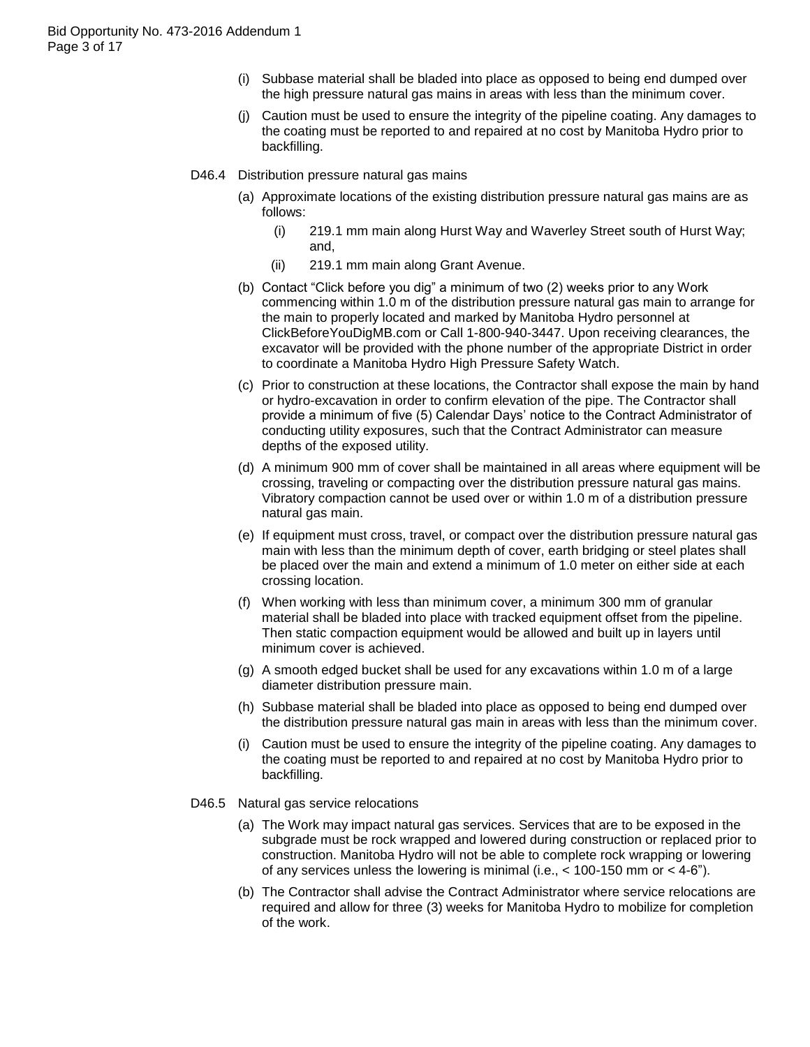(i) Subbase material shall be bladed into place as opposed to being end dumped over the high pressure natural gas mains in areas with less than the minimum cover.

(j) Caution must be used to ensure the integrity of the pipeline coating. Any damages to the coating must be reported to and repaired at no cost by Manitoba Hydro prior to backfilling.

D46.4 Distribution pressure natural gas mains

(a) Approximate locations of the existing distribution pressure natural gas mains are as follows:

(i) 219.1 mm main along Hurst Way and Waverley Street south of Hurst Way; and,

(ii) 219.1 mm main along Grant Avenue.

(b) Contact "Click before you dig" a minimum of two (2) weeks prior to any Work commencing within 1.0 m of the distribution pressure natural gas main to arrange for the main to properly located and marked by Manitoba Hydro personnel at ClickBeforeYouDigMB.com or Call 1-800-940-3447. Upon receiving clearances, the excavator will be provided with the phone number of the appropriate District in order to coordinate a Manitoba Hydro High Pressure Safety Watch.

(c) Prior to construction at these locations, the Contractor shall expose the main by hand or hydro-excavation in order to confirm elevation of the pipe. The Contractor shall provide a minimum of five (5) Calendar Days' notice to the Contract Administrator of conducting utility exposures, such that the Contract Administrator can measure depths of the exposed utility.

(d) A minimum 900 mm of cover shall be maintained in all areas where equipment will be crossing, traveling or compacting over the distribution pressure natural gas mains. Vibratory compaction cannot be used over or within 1.0 m of a distribution pressure natural gas main.

(e) If equipment must cross, travel, or compact over the distribution pressure natural gas main with less than the minimum depth of cover, earth bridging or steel plates shall be placed over the main and extend a minimum of 1.0 meter on either side at each crossing location.

(f) When working with less than minimum cover, a minimum 300 mm of granular material shall be bladed into place with tracked equipment offset from the pipeline. Then static compaction equipment would be allowed and built up in layers until minimum cover is achieved.

(g) A smooth edged bucket shall be used for any excavations within 1.0 m of a large diameter distribution pressure main.

(h) Subbase material shall be bladed into place as opposed to being end dumped over the distribution pressure natural gas main in areas with less than the minimum cover.

(i) Caution must be used to ensure the integrity of the pipeline coating. Any damages to the coating must be reported to and repaired at no cost by Manitoba Hydro prior to backfilling.

D46.5 Natural gas service relocations

(a) The Work may impact natural gas services. Services that are to be exposed in the subgrade must be rock wrapped and lowered during construction or replaced prior to construction. Manitoba Hydro will not be able to complete rock wrapping or lowering of any services unless the lowering is minimal (i.e., < 100-150 mm or < 4-6").

(b) The Contractor shall advise the Contract Administrator where service relocations are required and allow for three (3) weeks for Manitoba Hydro to mobilize for completion of the work.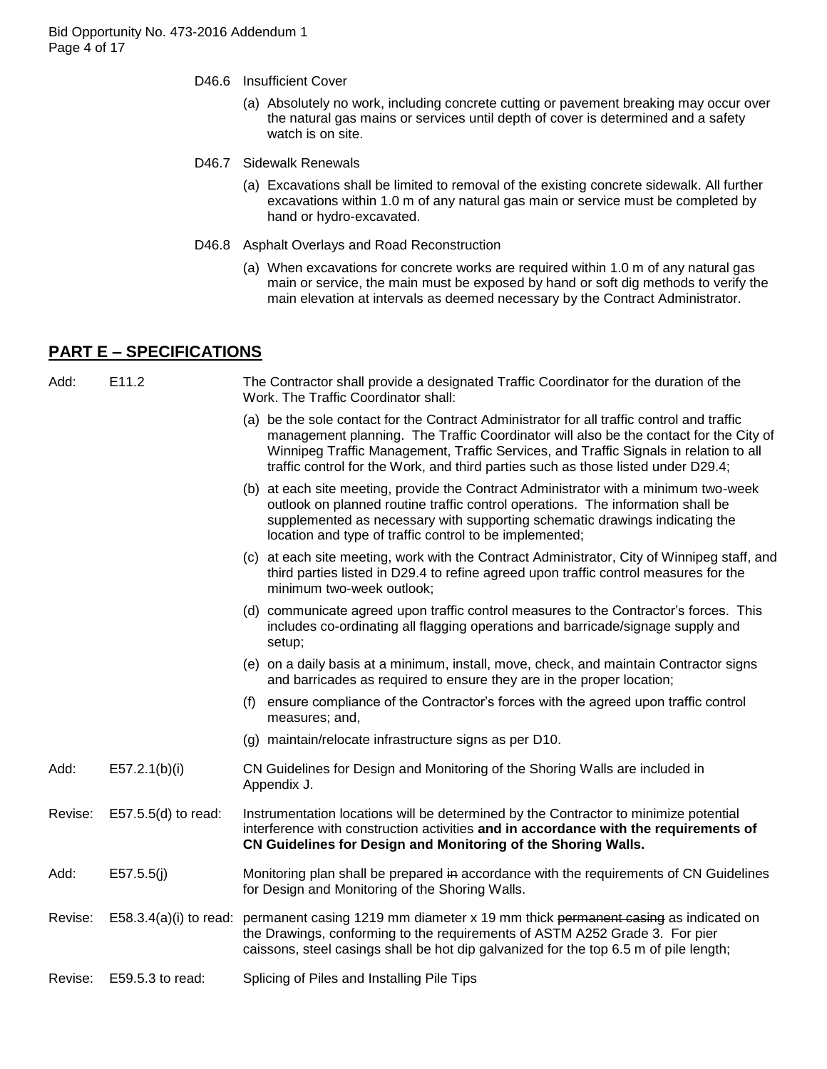D46.6 Insufficient Cover

(a) Absolutely no work, including concrete cutting or pavement breaking may occur over the natural gas mains or services until depth of cover is determined and a safety watch is on site.

D46.7 Sidewalk Renewals

(a) Excavations shall be limited to removal of the existing concrete sidewalk. All further excavations within 1.0 m of any natural gas main or service must be completed by hand or hydro-excavated.

D46.8 Asphalt Overlays and Road Reconstruction

(a) When excavations for concrete works are required within 1.0 m of any natural gas main or service, the main must be exposed by hand or soft dig methods to verify the main elevation at intervals as deemed necessary by the Contract Administrator.

## PART E – SPECIFICATIONS

Add: E11.2 The Contractor shall provide a designated Traffic Coordinator for the duration of the Work. The Traffic Coordinator shall:

(a) be the sole contact for the Contract Administrator for all traffic control and traffic management planning. The Traffic Coordinator will also be the contact for the City of Winnipeg Traffic Management, Traffic Services, and Traffic Signals in relation to all traffic control for the Work, and third parties such as those listed under D29.4;

(b) at each site meeting, provide the Contract Administrator with a minimum two-week outlook on planned routine traffic control operations. The information shall be supplemented as necessary with supporting schematic drawings indicating the location and type of traffic control to be implemented;

(c) at each site meeting, work with the Contract Administrator, City of Winnipeg staff, and third parties listed in D29.4 to refine agreed upon traffic control measures for the minimum two-week outlook;

(d) communicate agreed upon traffic control measures to the Contractor's forces. This includes co-ordinating all flagging operations and barricade/signage supply and setup;

(e) on a daily basis at a minimum, install, move, check, and maintain Contractor signs and barricades as required to ensure they are in the proper location;

(f) ensure compliance of the Contractor's forces with the agreed upon traffic control measures; and,

(g) maintain/relocate infrastructure signs as per D10.

Add: E57.2.1(b)(i) CN Guidelines for Design and Monitoring of the Shoring Walls are included in Appendix J.

Revise: E57.5.5(d) to read: Instrumentation locations will be determined by the Contractor to minimize potential interference with construction activities **and in accordance with the requirements of CN Guidelines for Design and Monitoring of the Shoring Walls.**

Add: E57.5.5(j) Monitoring plan shall be prepared ~~in~~ accordance with the requirements of CN Guidelines for Design and Monitoring of the Shoring Walls.

Revise: E58.3.4(a)(i) to read: permanent casing 1219 mm diameter x 19 mm thick ~~permanent casing~~ as indicated on the Drawings, conforming to the requirements of ASTM A252 Grade 3. For pier caissons, steel casings shall be hot dip galvanized for the top 6.5 m of pile length;

Revise: E59.5.3 to read: Splicing of Piles and Installing Pile Tips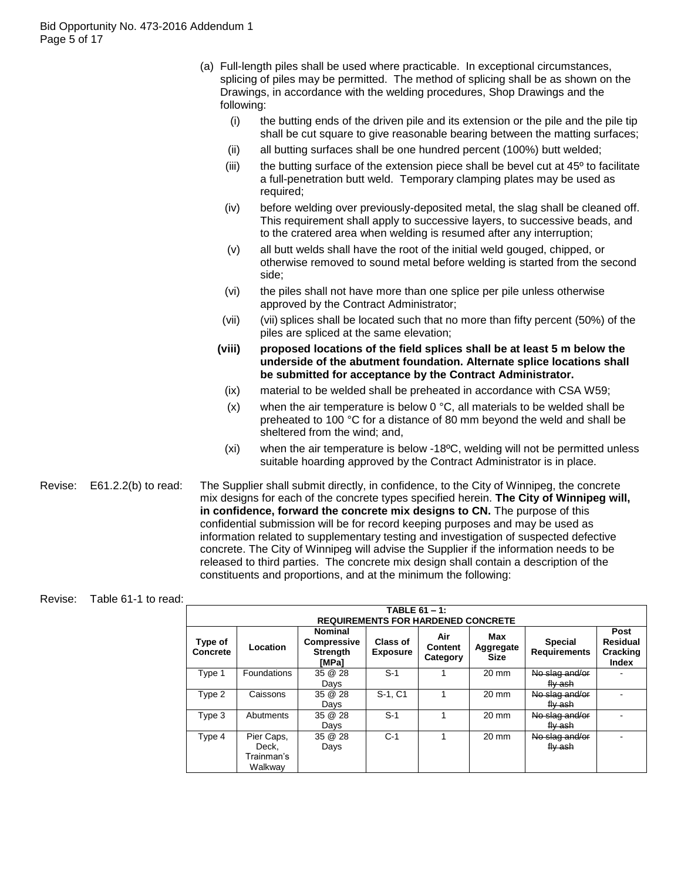(a) Full-length piles shall be used where practicable. In exceptional circumstances, splicing of piles may be permitted. The method of splicing shall be as shown on the Drawings, in accordance with the welding procedures, Shop Drawings and the following:

- (i) the butting ends of the driven pile and its extension or the pile and the pile tip shall be cut square to give reasonable bearing between the matting surfaces;
- (ii) all butting surfaces shall be one hundred percent (100%) butt welded;
- (iii) the butting surface of the extension piece shall be bevel cut at 45º to facilitate a full-penetration butt weld. Temporary clamping plates may be used as required;
- (iv) before welding over previously-deposited metal, the slag shall be cleaned off. This requirement shall apply to successive layers, to successive beads, and to the cratered area when welding is resumed after any interruption;
- (v) all butt welds shall have the root of the initial weld gouged, chipped, or otherwise removed to sound metal before welding is started from the second side;
- (vi) the piles shall not have more than one splice per pile unless otherwise approved by the Contract Administrator;
- (vii) (vii) splices shall be located such that no more than fifty percent (50%) of the piles are spliced at the same elevation;
- **(viii) proposed locations of the field splices shall be at least 5 m below the underside of the abutment foundation. Alternate splice locations shall be submitted for acceptance by the Contract Administrator.**
- (ix) material to be welded shall be preheated in accordance with CSA W59;
- (x) when the air temperature is below 0 °C, all materials to be welded shall be preheated to 100 °C for a distance of 80 mm beyond the weld and shall be sheltered from the wind; and,
- (xi) when the air temperature is below -18ºC, welding will not be permitted unless suitable hoarding approved by the Contract Administrator is in place.

Revise: E61.2.2(b) to read: The Supplier shall submit directly, in confidence, to the City of Winnipeg, the concrete mix designs for each of the concrete types specified herein. **The City of Winnipeg will, in confidence, forward the concrete mix designs to CN.** The purpose of this confidential submission will be for record keeping purposes and may be used as information related to supplementary testing and investigation of suspected defective concrete. The City of Winnipeg will advise the Supplier if the information needs to be released to third parties. The concrete mix design shall contain a description of the constituents and proportions, and at the minimum the following:

Revise: Table 61-1 to read:

**TABLE 61 – 1: REQUIREMENTS FOR HARDENED CONCRETE**

| Type of Concrete | Location | Nominal Compressive Strength [MPa] | Class of Exposure | Air Content Category | Max Aggregate Size | Special Requirements | Post Residual Cracking Index |
|---|---|---|---|---|---|---|---|
| Type 1 | Foundations | 35 @ 28 Days | S-1 | 1 | 20 mm | ~~No slag and/or fly ash~~ | - |
| Type 2 | Caissons | 35 @ 28 Days | S-1, C1 | 1 | 20 mm | ~~No slag and/or fly ash~~ | - |
| Type 3 | Abutments | 35 @ 28 Days | S-1 | 1 | 20 mm | ~~No slag and/or fly ash~~ | - |
| Type 4 | Pier Caps, Deck, Trainman's Walkway | 35 @ 28 Days | C-1 | 1 | 20 mm | ~~No slag and/or fly ash~~ | - |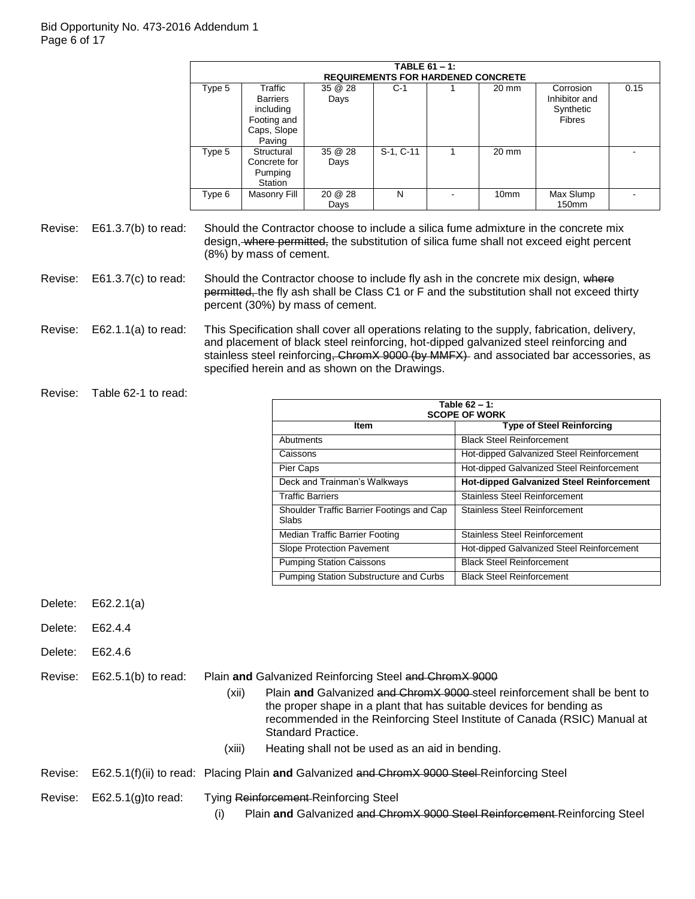| TABLE 61 – 1: REQUIREMENTS FOR HARDENED CONCRETE | | | | | | | |
|---|---|---|---|---|---|---|---|
| Type 5 | Traffic Barriers including Footing and Caps, Slope Paving | 35 @ 28 Days | C-1 | 1 | 20 mm | Corrosion Inhibitor and Synthetic Fibres | 0.15 |
| Type 5 | Structural Concrete for Pumping Station | 35 @ 28 Days | S-1, C-11 | 1 | 20 mm | | - |
| Type 6 | Masonry Fill | 20 @ 28 Days | N | - | 10mm | Max Slump 150mm | - |

Revise: E61.3.7(b) to read: Should the Contractor choose to include a silica fume admixture in the concrete mix design, ~~where permitted,~~ the substitution of silica fume shall not exceed eight percent (8%) by mass of cement.

Revise: E61.3.7(c) to read: Should the Contractor choose to include fly ash in the concrete mix design, ~~where permitted,~~ the fly ash shall be Class C1 or F and the substitution shall not exceed thirty percent (30%) by mass of cement.

Revise: E62.1.1(a) to read: This Specification shall cover all operations relating to the supply, fabrication, delivery, and placement of black steel reinforcing, hot-dipped galvanized steel reinforcing and stainless steel reinforcing~~, ChromX 9000 (by MMFX)~~ and associated bar accessories, as specified herein and as shown on the Drawings.

Revise: Table 62-1 to read:

| Table 62 – 1: SCOPE OF WORK | |
|---|---|
| **Item** | **Type of Steel Reinforcing** |
| Abutments | Black Steel Reinforcement |
| Caissons | Hot-dipped Galvanized Steel Reinforcement |
| Pier Caps | Hot-dipped Galvanized Steel Reinforcement |
| Deck and Trainman's Walkways | **Hot-dipped Galvanized Steel Reinforcement** |
| Traffic Barriers | Stainless Steel Reinforcement |
| Shoulder Traffic Barrier Footings and Cap Slabs | Stainless Steel Reinforcement |
| Median Traffic Barrier Footing | Stainless Steel Reinforcement |
| Slope Protection Pavement | Hot-dipped Galvanized Steel Reinforcement |
| Pumping Station Caissons | Black Steel Reinforcement |
| Pumping Station Substructure and Curbs | Black Steel Reinforcement |

Delete: E62.2.1(a)

Delete: E62.4.4

Delete: E62.4.6

Revise: E62.5.1(b) to read: Plain **and** Galvanized Reinforcing Steel ~~and ChromX 9000~~

(xii) Plain **and** Galvanized ~~and ChromX 9000~~ steel reinforcement shall be bent to the proper shape in a plant that has suitable devices for bending as recommended in the Reinforcing Steel Institute of Canada (RSIC) Manual at Standard Practice.

(xiii) Heating shall not be used as an aid in bending.

Revise: E62.5.1(f)(ii) to read: Placing Plain **and** Galvanized ~~and ChromX 9000 Steel~~ Reinforcing Steel

Revise: E62.5.1(g)to read: Tying ~~Reinforcement~~ Reinforcing Steel

(i) Plain **and** Galvanized ~~and ChromX 9000 Steel Reinforcement~~ Reinforcing Steel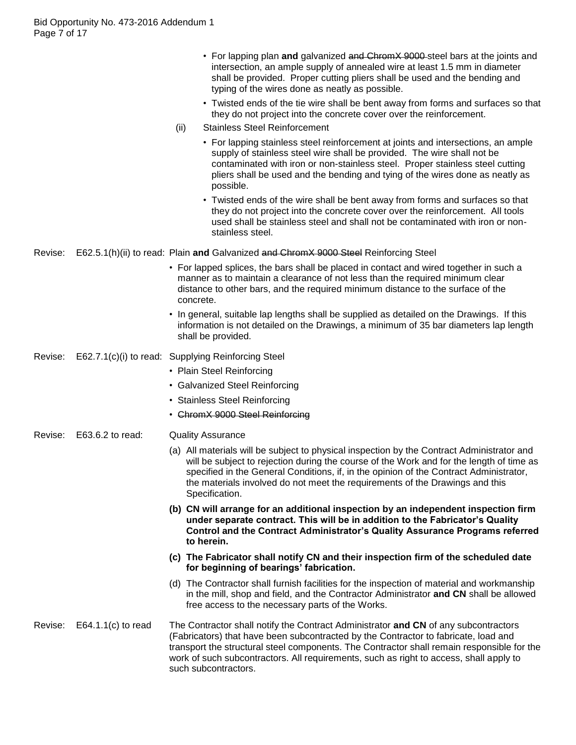- For lapping plan **and** galvanized ~~and ChromX 9000~~ steel bars at the joints and intersection, an ample supply of annealed wire at least 1.5 mm in diameter shall be provided. Proper cutting pliers shall be used and the bending and typing of the wires done as neatly as possible.
- Twisted ends of the tie wire shall be bent away from forms and surfaces so that they do not project into the concrete cover over the reinforcement.

(ii) Stainless Steel Reinforcement

- For lapping stainless steel reinforcement at joints and intersections, an ample supply of stainless steel wire shall be provided. The wire shall not be contaminated with iron or non-stainless steel. Proper stainless steel cutting pliers shall be used and the bending and tying of the wires done as neatly as possible.
- Twisted ends of the wire shall be bent away from forms and surfaces so that they do not project into the concrete cover over the reinforcement. All tools used shall be stainless steel and shall not be contaminated with iron or non-stainless steel.

Revise: E62.5.1(h)(ii) to read: Plain **and** Galvanized ~~and ChromX 9000 Steel~~ Reinforcing Steel

- For lapped splices, the bars shall be placed in contact and wired together in such a manner as to maintain a clearance of not less than the required minimum clear distance to other bars, and the required minimum distance to the surface of the concrete.
- In general, suitable lap lengths shall be supplied as detailed on the Drawings. If this information is not detailed on the Drawings, a minimum of 35 bar diameters lap length shall be provided.

Revise: E62.7.1(c)(i) to read: Supplying Reinforcing Steel

- Plain Steel Reinforcing
- Galvanized Steel Reinforcing
- Stainless Steel Reinforcing
- ~~ChromX 9000 Steel Reinforcing~~

Revise: E63.6.2 to read: Quality Assurance

(a) All materials will be subject to physical inspection by the Contract Administrator and will be subject to rejection during the course of the Work and for the length of time as specified in the General Conditions, if, in the opinion of the Contract Administrator, the materials involved do not meet the requirements of the Drawings and this Specification.

**(b) CN will arrange for an additional inspection by an independent inspection firm under separate contract. This will be in addition to the Fabricator's Quality Control and the Contract Administrator's Quality Assurance Programs referred to herein.**

**(c) The Fabricator shall notify CN and their inspection firm of the scheduled date for beginning of bearings' fabrication.**

(d) The Contractor shall furnish facilities for the inspection of material and workmanship in the mill, shop and field, and the Contractor Administrator **and CN** shall be allowed free access to the necessary parts of the Works.

Revise: E64.1.1(c) to read The Contractor shall notify the Contract Administrator **and CN** of any subcontractors (Fabricators) that have been subcontracted by the Contractor to fabricate, load and transport the structural steel components. The Contractor shall remain responsible for the work of such subcontractors. All requirements, such as right to access, shall apply to such subcontractors.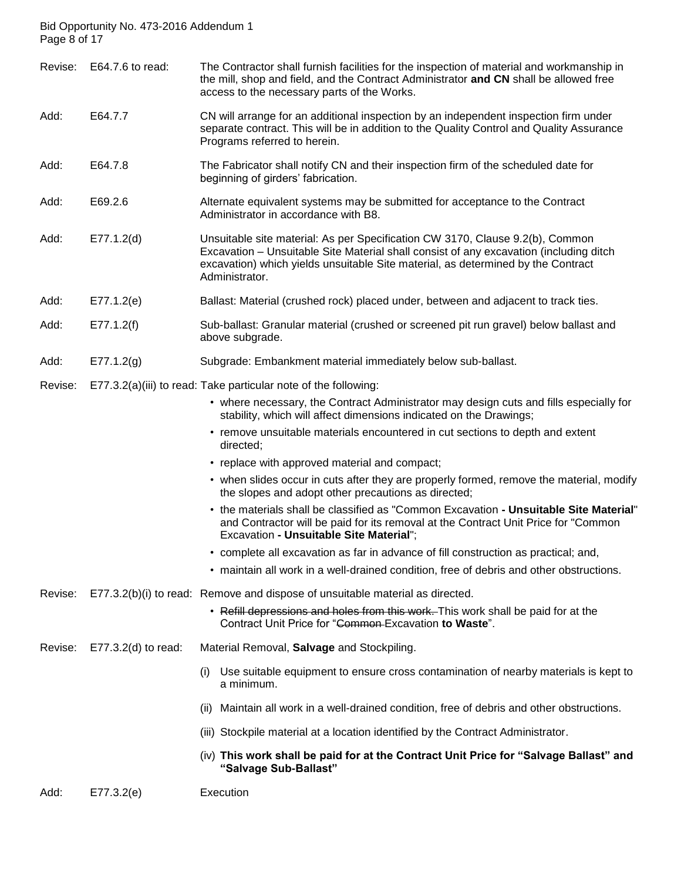Revise: E64.7.6 to read: The Contractor shall furnish facilities for the inspection of material and workmanship in the mill, shop and field, and the Contract Administrator **and CN** shall be allowed free access to the necessary parts of the Works.

Add: E64.7.7 CN will arrange for an additional inspection by an independent inspection firm under separate contract. This will be in addition to the Quality Control and Quality Assurance Programs referred to herein.

Add: E64.7.8 The Fabricator shall notify CN and their inspection firm of the scheduled date for beginning of girders' fabrication.

Add: E69.2.6 Alternate equivalent systems may be submitted for acceptance to the Contract Administrator in accordance with B8.

Add: E77.1.2(d) Unsuitable site material: As per Specification CW 3170, Clause 9.2(b), Common Excavation – Unsuitable Site Material shall consist of any excavation (including ditch excavation) which yields unsuitable Site material, as determined by the Contract Administrator.

Add: E77.1.2(e) Ballast: Material (crushed rock) placed under, between and adjacent to track ties.

Add: E77.1.2(f) Sub-ballast: Granular material (crushed or screened pit run gravel) below ballast and above subgrade.

Add: E77.1.2(g) Subgrade: Embankment material immediately below sub-ballast.

Revise: E77.3.2(a)(iii) to read: Take particular note of the following:

- where necessary, the Contract Administrator may design cuts and fills especially for stability, which will affect dimensions indicated on the Drawings;
- remove unsuitable materials encountered in cut sections to depth and extent directed;
- replace with approved material and compact;
- when slides occur in cuts after they are properly formed, remove the material, modify the slopes and adopt other precautions as directed;
- the materials shall be classified as "Common Excavation **- Unsuitable Site Material**" and Contractor will be paid for its removal at the Contract Unit Price for "Common Excavation **- Unsuitable Site Material**";
- complete all excavation as far in advance of fill construction as practical; and,
- maintain all work in a well-drained condition, free of debris and other obstructions.

Revise: E77.3.2(b)(i) to read: Remove and dispose of unsuitable material as directed.

- ~~Refill depressions and holes from this work.~~ This work shall be paid for at the Contract Unit Price for "~~Common~~ Excavation **to Waste**".

Revise: E77.3.2(d) to read: Material Removal, **Salvage** and Stockpiling.

(i) Use suitable equipment to ensure cross contamination of nearby materials is kept to a minimum.

(ii) Maintain all work in a well-drained condition, free of debris and other obstructions.

(iii) Stockpile material at a location identified by the Contract Administrator.

(iv) **This work shall be paid for at the Contract Unit Price for "Salvage Ballast" and "Salvage Sub-Ballast"**

Add: E77.3.2(e) Execution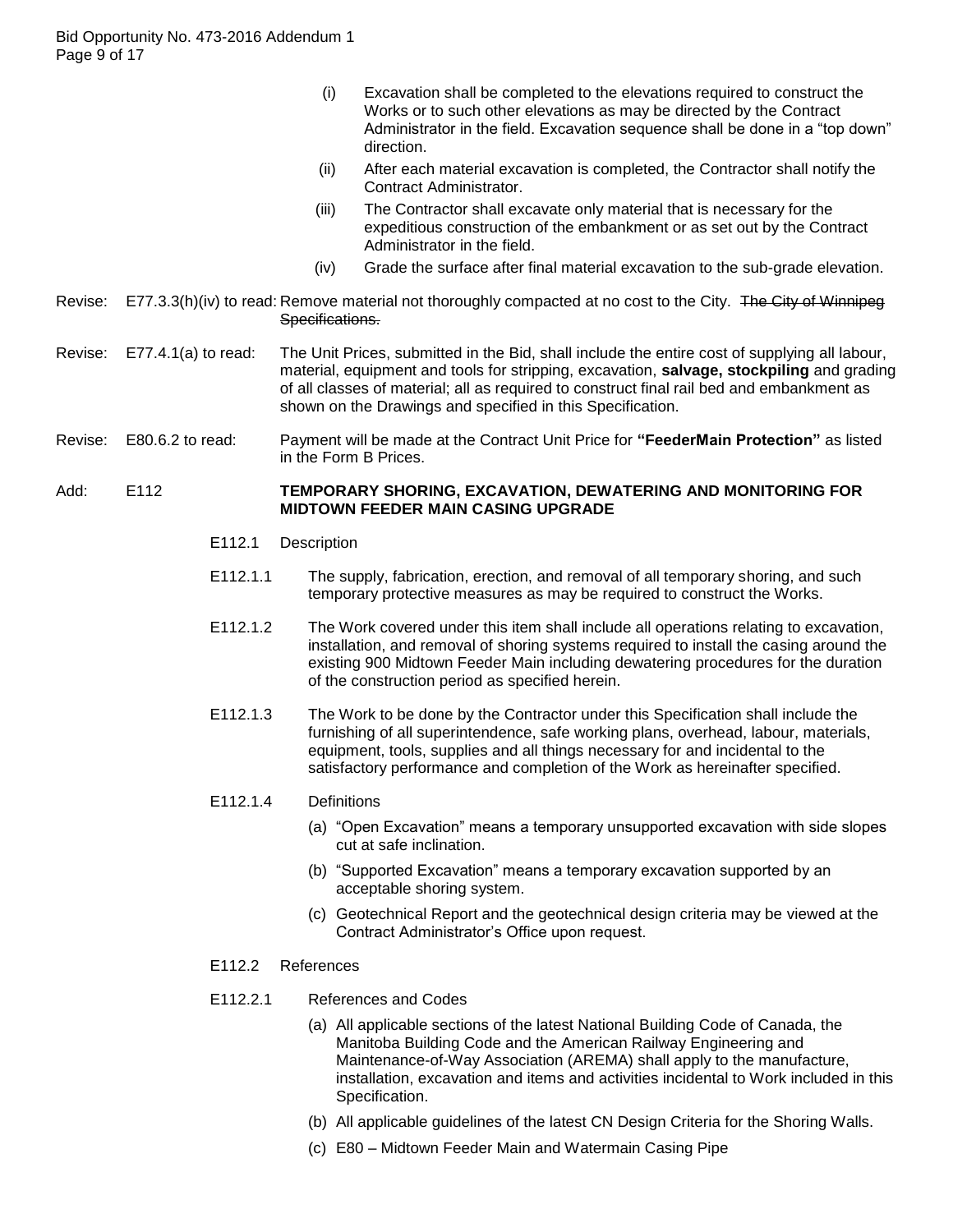(i) Excavation shall be completed to the elevations required to construct the Works or to such other elevations as may be directed by the Contract Administrator in the field. Excavation sequence shall be done in a "top down" direction.

(ii) After each material excavation is completed, the Contractor shall notify the Contract Administrator.

(iii) The Contractor shall excavate only material that is necessary for the expeditious construction of the embankment or as set out by the Contract Administrator in the field.

(iv) Grade the surface after final material excavation to the sub-grade elevation.

Revise: E77.3.3(h)(iv) to read: Remove material not thoroughly compacted at no cost to the City. ~~The City of Winnipeg Specifications.~~

Revise: E77.4.1(a) to read: The Unit Prices, submitted in the Bid, shall include the entire cost of supplying all labour, material, equipment and tools for stripping, excavation, **salvage, stockpiling** and grading of all classes of material; all as required to construct final rail bed and embankment as shown on the Drawings and specified in this Specification.

Revise: E80.6.2 to read: Payment will be made at the Contract Unit Price for **"FeederMain Protection"** as listed in the Form B Prices.

Add: E112 **TEMPORARY SHORING, EXCAVATION, DEWATERING AND MONITORING FOR MIDTOWN FEEDER MAIN CASING UPGRADE**

E112.1 Description

E112.1.1 The supply, fabrication, erection, and removal of all temporary shoring, and such temporary protective measures as may be required to construct the Works.

E112.1.2 The Work covered under this item shall include all operations relating to excavation, installation, and removal of shoring systems required to install the casing around the existing 900 Midtown Feeder Main including dewatering procedures for the duration of the construction period as specified herein.

E112.1.3 The Work to be done by the Contractor under this Specification shall include the furnishing of all superintendence, safe working plans, overhead, labour, materials, equipment, tools, supplies and all things necessary for and incidental to the satisfactory performance and completion of the Work as hereinafter specified.

E112.1.4 Definitions

(a) "Open Excavation" means a temporary unsupported excavation with side slopes cut at safe inclination.

(b) "Supported Excavation" means a temporary excavation supported by an acceptable shoring system.

(c) Geotechnical Report and the geotechnical design criteria may be viewed at the Contract Administrator's Office upon request.

E112.2 References

E112.2.1 References and Codes

(a) All applicable sections of the latest National Building Code of Canada, the Manitoba Building Code and the American Railway Engineering and Maintenance-of-Way Association (AREMA) shall apply to the manufacture, installation, excavation and items and activities incidental to Work included in this Specification.

(b) All applicable guidelines of the latest CN Design Criteria for the Shoring Walls.

(c) E80 – Midtown Feeder Main and Watermain Casing Pipe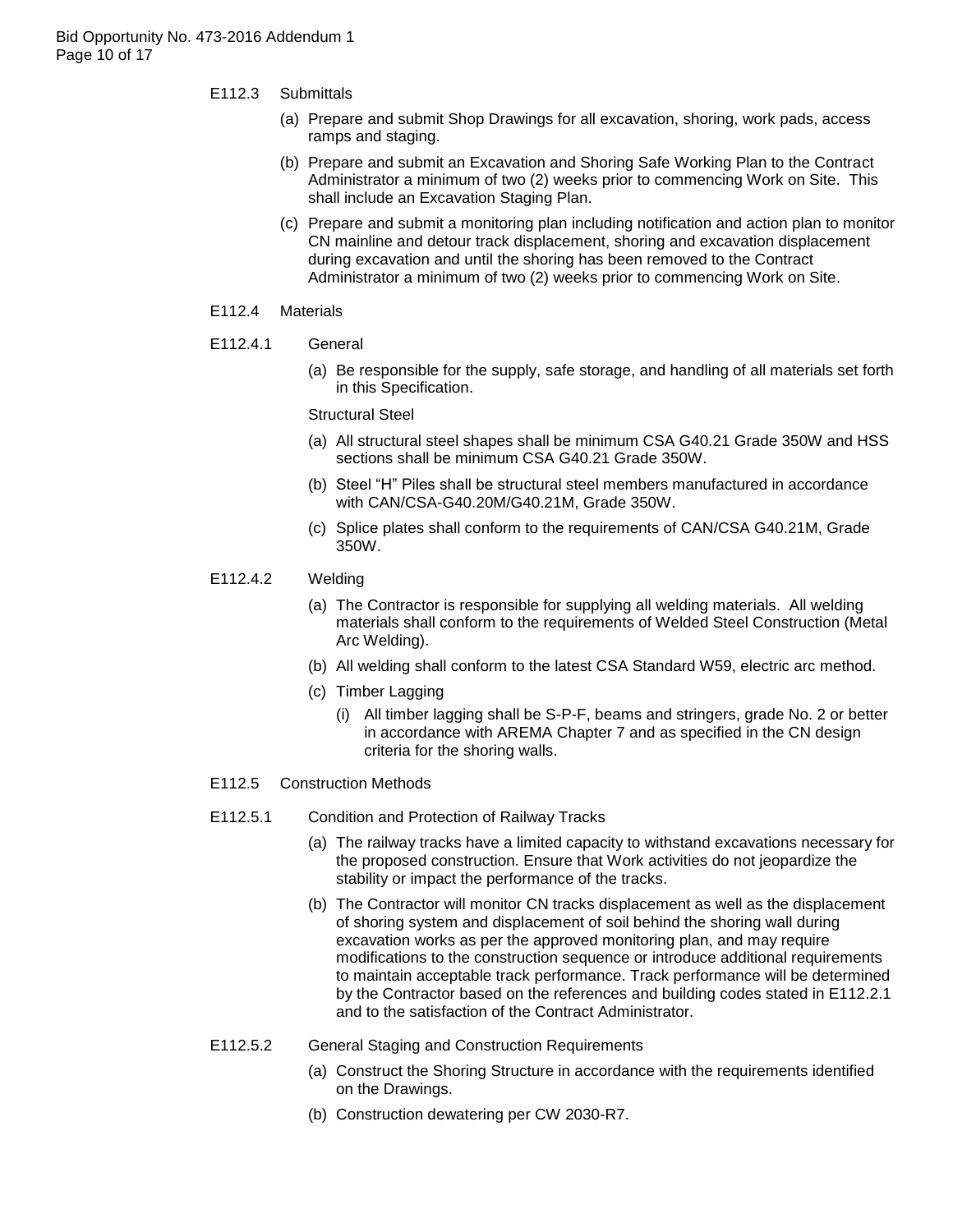E112.3 Submittals

(a) Prepare and submit Shop Drawings for all excavation, shoring, work pads, access ramps and staging.

(b) Prepare and submit an Excavation and Shoring Safe Working Plan to the Contract Administrator a minimum of two (2) weeks prior to commencing Work on Site. This shall include an Excavation Staging Plan.

(c) Prepare and submit a monitoring plan including notification and action plan to monitor CN mainline and detour track displacement, shoring and excavation displacement during excavation and until the shoring has been removed to the Contract Administrator a minimum of two (2) weeks prior to commencing Work on Site.

E112.4 Materials

E112.4.1 General

(a) Be responsible for the supply, safe storage, and handling of all materials set forth in this Specification.

Structural Steel

(a) All structural steel shapes shall be minimum CSA G40.21 Grade 350W and HSS sections shall be minimum CSA G40.21 Grade 350W.

(b) Steel "H" Piles shall be structural steel members manufactured in accordance with CAN/CSA-G40.20M/G40.21M, Grade 350W.

(c) Splice plates shall conform to the requirements of CAN/CSA G40.21M, Grade 350W.

E112.4.2 Welding

(a) The Contractor is responsible for supplying all welding materials. All welding materials shall conform to the requirements of Welded Steel Construction (Metal Arc Welding).

(b) All welding shall conform to the latest CSA Standard W59, electric arc method.

(c) Timber Lagging

(i) All timber lagging shall be S-P-F, beams and stringers, grade No. 2 or better in accordance with AREMA Chapter 7 and as specified in the CN design criteria for the shoring walls.

E112.5 Construction Methods

E112.5.1 Condition and Protection of Railway Tracks

(a) The railway tracks have a limited capacity to withstand excavations necessary for the proposed construction. Ensure that Work activities do not jeopardize the stability or impact the performance of the tracks.

(b) The Contractor will monitor CN tracks displacement as well as the displacement of shoring system and displacement of soil behind the shoring wall during excavation works as per the approved monitoring plan, and may require modifications to the construction sequence or introduce additional requirements to maintain acceptable track performance. Track performance will be determined by the Contractor based on the references and building codes stated in E112.2.1 and to the satisfaction of the Contract Administrator.

E112.5.2 General Staging and Construction Requirements

(a) Construct the Shoring Structure in accordance with the requirements identified on the Drawings.

(b) Construction dewatering per CW 2030-R7.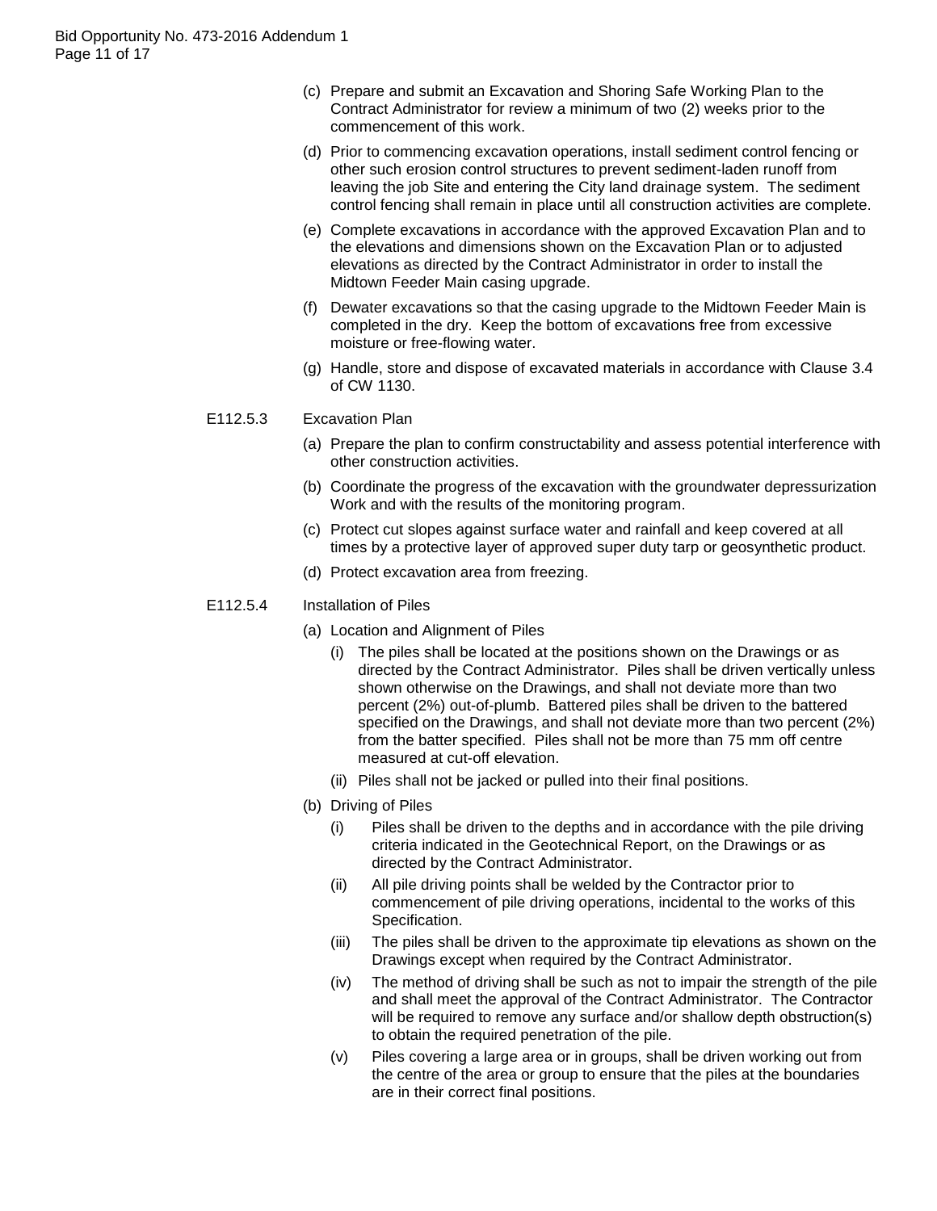(c) Prepare and submit an Excavation and Shoring Safe Working Plan to the Contract Administrator for review a minimum of two (2) weeks prior to the commencement of this work.

(d) Prior to commencing excavation operations, install sediment control fencing or other such erosion control structures to prevent sediment-laden runoff from leaving the job Site and entering the City land drainage system. The sediment control fencing shall remain in place until all construction activities are complete.

(e) Complete excavations in accordance with the approved Excavation Plan and to the elevations and dimensions shown on the Excavation Plan or to adjusted elevations as directed by the Contract Administrator in order to install the Midtown Feeder Main casing upgrade.

(f) Dewater excavations so that the casing upgrade to the Midtown Feeder Main is completed in the dry. Keep the bottom of excavations free from excessive moisture or free-flowing water.

(g) Handle, store and dispose of excavated materials in accordance with Clause 3.4 of CW 1130.

E112.5.3 Excavation Plan

(a) Prepare the plan to confirm constructability and assess potential interference with other construction activities.

(b) Coordinate the progress of the excavation with the groundwater depressurization Work and with the results of the monitoring program.

(c) Protect cut slopes against surface water and rainfall and keep covered at all times by a protective layer of approved super duty tarp or geosynthetic product.

(d) Protect excavation area from freezing.

E112.5.4 Installation of Piles

(a) Location and Alignment of Piles

(i) The piles shall be located at the positions shown on the Drawings or as directed by the Contract Administrator. Piles shall be driven vertically unless shown otherwise on the Drawings, and shall not deviate more than two percent (2%) out-of-plumb. Battered piles shall be driven to the battered specified on the Drawings, and shall not deviate more than two percent (2%) from the batter specified. Piles shall not be more than 75 mm off centre measured at cut-off elevation.

(ii) Piles shall not be jacked or pulled into their final positions.

(b) Driving of Piles

(i) Piles shall be driven to the depths and in accordance with the pile driving criteria indicated in the Geotechnical Report, on the Drawings or as directed by the Contract Administrator.

(ii) All pile driving points shall be welded by the Contractor prior to commencement of pile driving operations, incidental to the works of this Specification.

(iii) The piles shall be driven to the approximate tip elevations as shown on the Drawings except when required by the Contract Administrator.

(iv) The method of driving shall be such as not to impair the strength of the pile and shall meet the approval of the Contract Administrator. The Contractor will be required to remove any surface and/or shallow depth obstruction(s) to obtain the required penetration of the pile.

(v) Piles covering a large area or in groups, shall be driven working out from the centre of the area or group to ensure that the piles at the boundaries are in their correct final positions.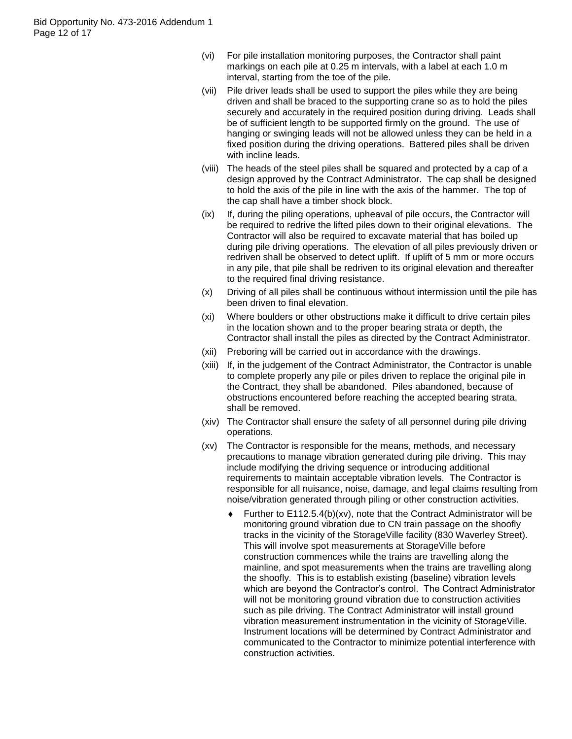(vi) For pile installation monitoring purposes, the Contractor shall paint markings on each pile at 0.25 m intervals, with a label at each 1.0 m interval, starting from the toe of the pile.

(vii) Pile driver leads shall be used to support the piles while they are being driven and shall be braced to the supporting crane so as to hold the piles securely and accurately in the required position during driving. Leads shall be of sufficient length to be supported firmly on the ground. The use of hanging or swinging leads will not be allowed unless they can be held in a fixed position during the driving operations. Battered piles shall be driven with incline leads.

(viii) The heads of the steel piles shall be squared and protected by a cap of a design approved by the Contract Administrator. The cap shall be designed to hold the axis of the pile in line with the axis of the hammer. The top of the cap shall have a timber shock block.

(ix) If, during the piling operations, upheaval of pile occurs, the Contractor will be required to redrive the lifted piles down to their original elevations. The Contractor will also be required to excavate material that has boiled up during pile driving operations. The elevation of all piles previously driven or redriven shall be observed to detect uplift. If uplift of 5 mm or more occurs in any pile, that pile shall be redriven to its original elevation and thereafter to the required final driving resistance.

(x) Driving of all piles shall be continuous without intermission until the pile has been driven to final elevation.

(xi) Where boulders or other obstructions make it difficult to drive certain piles in the location shown and to the proper bearing strata or depth, the Contractor shall install the piles as directed by the Contract Administrator.

(xii) Preboring will be carried out in accordance with the drawings.

(xiii) If, in the judgement of the Contract Administrator, the Contractor is unable to complete properly any pile or piles driven to replace the original pile in the Contract, they shall be abandoned. Piles abandoned, because of obstructions encountered before reaching the accepted bearing strata, shall be removed.

(xiv) The Contractor shall ensure the safety of all personnel during pile driving operations.

(xv) The Contractor is responsible for the means, methods, and necessary precautions to manage vibration generated during pile driving. This may include modifying the driving sequence or introducing additional requirements to maintain acceptable vibration levels. The Contractor is responsible for all nuisance, noise, damage, and legal claims resulting from noise/vibration generated through piling or other construction activities.

- Further to E112.5.4(b)(xv), note that the Contract Administrator will be monitoring ground vibration due to CN train passage on the shoofly tracks in the vicinity of the StorageVille facility (830 Waverley Street). This will involve spot measurements at StorageVille before construction commences while the trains are travelling along the mainline, and spot measurements when the trains are travelling along the shoofly. This is to establish existing (baseline) vibration levels which are beyond the Contractor's control. The Contract Administrator will not be monitoring ground vibration due to construction activities such as pile driving. The Contract Administrator will install ground vibration measurement instrumentation in the vicinity of StorageVille. Instrument locations will be determined by Contract Administrator and communicated to the Contractor to minimize potential interference with construction activities.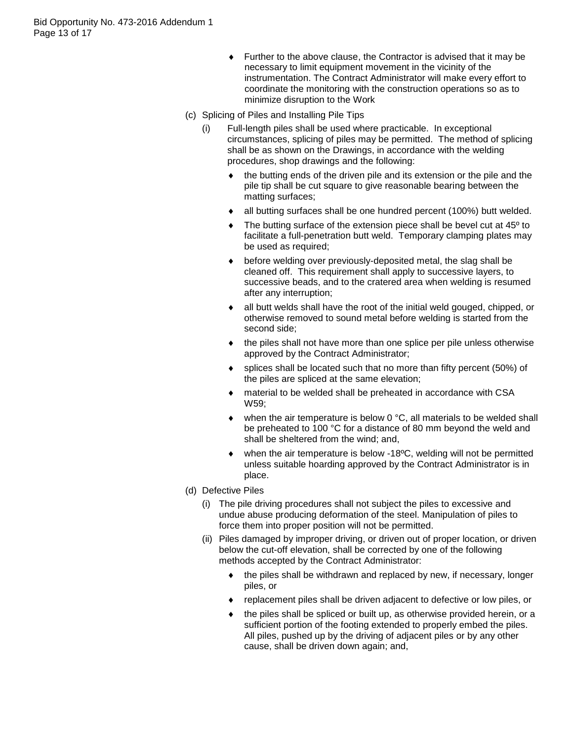- Further to the above clause, the Contractor is advised that it may be necessary to limit equipment movement in the vicinity of the instrumentation. The Contract Administrator will make every effort to coordinate the monitoring with the construction operations so as to minimize disruption to the Work

(c) Splicing of Piles and Installing Pile Tips

   (i) Full-length piles shall be used where practicable. In exceptional circumstances, splicing of piles may be permitted. The method of splicing shall be as shown on the Drawings, in accordance with the welding procedures, shop drawings and the following:

   - the butting ends of the driven pile and its extension or the pile and the pile tip shall be cut square to give reasonable bearing between the matting surfaces;
   - all butting surfaces shall be one hundred percent (100%) butt welded.
   - The butting surface of the extension piece shall be bevel cut at 45º to facilitate a full-penetration butt weld. Temporary clamping plates may be used as required;
   - before welding over previously-deposited metal, the slag shall be cleaned off. This requirement shall apply to successive layers, to successive beads, and to the cratered area when welding is resumed after any interruption;
   - all butt welds shall have the root of the initial weld gouged, chipped, or otherwise removed to sound metal before welding is started from the second side;
   - the piles shall not have more than one splice per pile unless otherwise approved by the Contract Administrator;
   - splices shall be located such that no more than fifty percent (50%) of the piles are spliced at the same elevation;
   - material to be welded shall be preheated in accordance with CSA W59;
   - when the air temperature is below 0 °C, all materials to be welded shall be preheated to 100 °C for a distance of 80 mm beyond the weld and shall be sheltered from the wind; and,
   - when the air temperature is below -18ºC, welding will not be permitted unless suitable hoarding approved by the Contract Administrator is in place.

(d) Defective Piles

   (i) The pile driving procedures shall not subject the piles to excessive and undue abuse producing deformation of the steel. Manipulation of piles to force them into proper position will not be permitted.

   (ii) Piles damaged by improper driving, or driven out of proper location, or driven below the cut-off elevation, shall be corrected by one of the following methods accepted by the Contract Administrator:

   - the piles shall be withdrawn and replaced by new, if necessary, longer piles, or
   - replacement piles shall be driven adjacent to defective or low piles, or
   - the piles shall be spliced or built up, as otherwise provided herein, or a sufficient portion of the footing extended to properly embed the piles. All piles, pushed up by the driving of adjacent piles or by any other cause, shall be driven down again; and,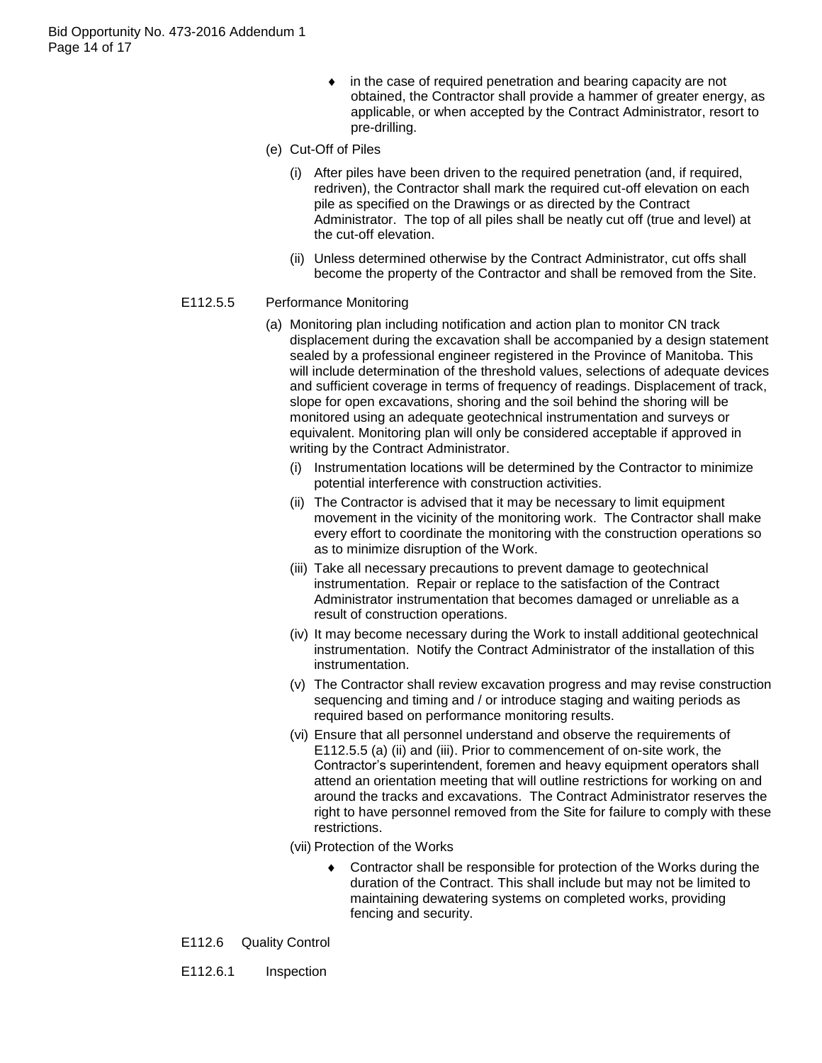- in the case of required penetration and bearing capacity are not obtained, the Contractor shall provide a hammer of greater energy, as applicable, or when accepted by the Contract Administrator, resort to pre-drilling.

(e) Cut-Off of Piles

(i) After piles have been driven to the required penetration (and, if required, redriven), the Contractor shall mark the required cut-off elevation on each pile as specified on the Drawings or as directed by the Contract Administrator. The top of all piles shall be neatly cut off (true and level) at the cut-off elevation.

(ii) Unless determined otherwise by the Contract Administrator, cut offs shall become the property of the Contractor and shall be removed from the Site.

E112.5.5 Performance Monitoring

(a) Monitoring plan including notification and action plan to monitor CN track displacement during the excavation shall be accompanied by a design statement sealed by a professional engineer registered in the Province of Manitoba. This will include determination of the threshold values, selections of adequate devices and sufficient coverage in terms of frequency of readings. Displacement of track, slope for open excavations, shoring and the soil behind the shoring will be monitored using an adequate geotechnical instrumentation and surveys or equivalent. Monitoring plan will only be considered acceptable if approved in writing by the Contract Administrator.

(i) Instrumentation locations will be determined by the Contractor to minimize potential interference with construction activities.

(ii) The Contractor is advised that it may be necessary to limit equipment movement in the vicinity of the monitoring work. The Contractor shall make every effort to coordinate the monitoring with the construction operations so as to minimize disruption of the Work.

(iii) Take all necessary precautions to prevent damage to geotechnical instrumentation. Repair or replace to the satisfaction of the Contract Administrator instrumentation that becomes damaged or unreliable as a result of construction operations.

(iv) It may become necessary during the Work to install additional geotechnical instrumentation. Notify the Contract Administrator of the installation of this instrumentation.

(v) The Contractor shall review excavation progress and may revise construction sequencing and timing and / or introduce staging and waiting periods as required based on performance monitoring results.

(vi) Ensure that all personnel understand and observe the requirements of E112.5.5 (a) (ii) and (iii). Prior to commencement of on-site work, the Contractor's superintendent, foremen and heavy equipment operators shall attend an orientation meeting that will outline restrictions for working on and around the tracks and excavations. The Contract Administrator reserves the right to have personnel removed from the Site for failure to comply with these restrictions.

(vii) Protection of the Works

- Contractor shall be responsible for protection of the Works during the duration of the Contract. This shall include but may not be limited to maintaining dewatering systems on completed works, providing fencing and security.

E112.6 Quality Control

E112.6.1 Inspection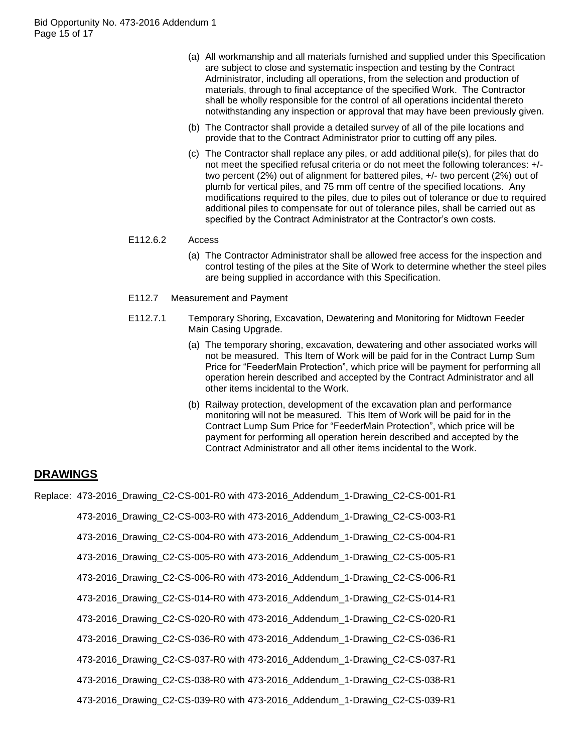(a) All workmanship and all materials furnished and supplied under this Specification are subject to close and systematic inspection and testing by the Contract Administrator, including all operations, from the selection and production of materials, through to final acceptance of the specified Work. The Contractor shall be wholly responsible for the control of all operations incidental thereto notwithstanding any inspection or approval that may have been previously given.

(b) The Contractor shall provide a detailed survey of all of the pile locations and provide that to the Contract Administrator prior to cutting off any piles.

(c) The Contractor shall replace any piles, or add additional pile(s), for piles that do not meet the specified refusal criteria or do not meet the following tolerances: +/- two percent (2%) out of alignment for battered piles, +/- two percent (2%) out of plumb for vertical piles, and 75 mm off centre of the specified locations. Any modifications required to the piles, due to piles out of tolerance or due to required additional piles to compensate for out of tolerance piles, shall be carried out as specified by the Contract Administrator at the Contractor's own costs.

E112.6.2 Access

(a) The Contractor Administrator shall be allowed free access for the inspection and control testing of the piles at the Site of Work to determine whether the steel piles are being supplied in accordance with this Specification.

E112.7 Measurement and Payment

E112.7.1 Temporary Shoring, Excavation, Dewatering and Monitoring for Midtown Feeder Main Casing Upgrade.

(a) The temporary shoring, excavation, dewatering and other associated works will not be measured. This Item of Work will be paid for in the Contract Lump Sum Price for "FeederMain Protection", which price will be payment for performing all operation herein described and accepted by the Contract Administrator and all other items incidental to the Work.

(b) Railway protection, development of the excavation plan and performance monitoring will not be measured. This Item of Work will be paid for in the Contract Lump Sum Price for "FeederMain Protection", which price will be payment for performing all operation herein described and accepted by the Contract Administrator and all other items incidental to the Work.

## DRAWINGS

Replace: 473-2016_Drawing_C2-CS-001-R0 with 473-2016_Addendum_1-Drawing_C2-CS-001-R1

473-2016_Drawing_C2-CS-003-R0 with 473-2016_Addendum_1-Drawing_C2-CS-003-R1

473-2016_Drawing_C2-CS-004-R0 with 473-2016_Addendum_1-Drawing_C2-CS-004-R1

473-2016_Drawing_C2-CS-005-R0 with 473-2016_Addendum_1-Drawing_C2-CS-005-R1

473-2016_Drawing_C2-CS-006-R0 with 473-2016_Addendum_1-Drawing_C2-CS-006-R1

473-2016_Drawing_C2-CS-014-R0 with 473-2016_Addendum_1-Drawing_C2-CS-014-R1

473-2016_Drawing_C2-CS-020-R0 with 473-2016_Addendum_1-Drawing_C2-CS-020-R1

473-2016_Drawing_C2-CS-036-R0 with 473-2016_Addendum_1-Drawing_C2-CS-036-R1

473-2016_Drawing_C2-CS-037-R0 with 473-2016_Addendum_1-Drawing_C2-CS-037-R1

473-2016_Drawing_C2-CS-038-R0 with 473-2016_Addendum_1-Drawing_C2-CS-038-R1

473-2016_Drawing_C2-CS-039-R0 with 473-2016_Addendum_1-Drawing_C2-CS-039-R1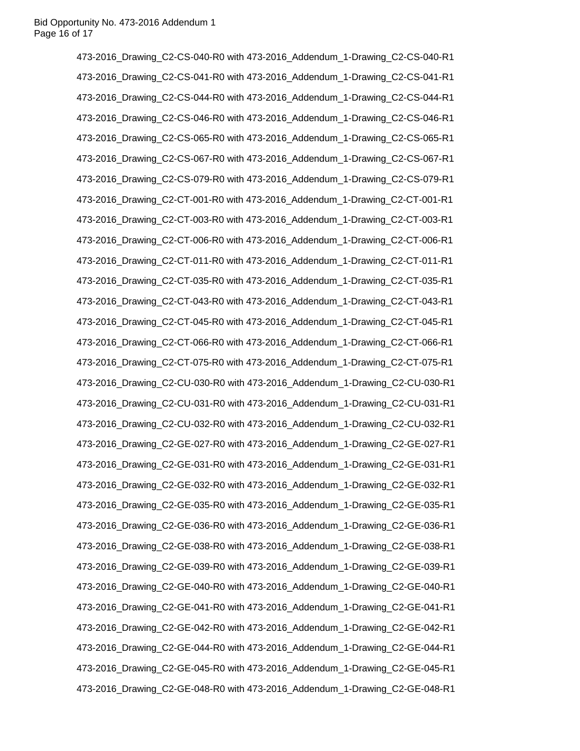473-2016_Drawing_C2-CS-040-R0 with 473-2016_Addendum_1-Drawing_C2-CS-040-R1

473-2016_Drawing_C2-CS-041-R0 with 473-2016_Addendum_1-Drawing_C2-CS-041-R1

473-2016_Drawing_C2-CS-044-R0 with 473-2016_Addendum_1-Drawing_C2-CS-044-R1

473-2016_Drawing_C2-CS-046-R0 with 473-2016_Addendum_1-Drawing_C2-CS-046-R1

473-2016_Drawing_C2-CS-065-R0 with 473-2016_Addendum_1-Drawing_C2-CS-065-R1

473-2016_Drawing_C2-CS-067-R0 with 473-2016_Addendum_1-Drawing_C2-CS-067-R1

473-2016_Drawing_C2-CS-079-R0 with 473-2016_Addendum_1-Drawing_C2-CS-079-R1

473-2016_Drawing_C2-CT-001-R0 with 473-2016_Addendum_1-Drawing_C2-CT-001-R1

473-2016_Drawing_C2-CT-003-R0 with 473-2016_Addendum_1-Drawing_C2-CT-003-R1

473-2016_Drawing_C2-CT-006-R0 with 473-2016_Addendum_1-Drawing_C2-CT-006-R1

473-2016_Drawing_C2-CT-011-R0 with 473-2016_Addendum_1-Drawing_C2-CT-011-R1

473-2016_Drawing_C2-CT-035-R0 with 473-2016_Addendum_1-Drawing_C2-CT-035-R1

473-2016_Drawing_C2-CT-043-R0 with 473-2016_Addendum_1-Drawing_C2-CT-043-R1

473-2016_Drawing_C2-CT-045-R0 with 473-2016_Addendum_1-Drawing_C2-CT-045-R1

473-2016_Drawing_C2-CT-066-R0 with 473-2016_Addendum_1-Drawing_C2-CT-066-R1

473-2016_Drawing_C2-CT-075-R0 with 473-2016_Addendum_1-Drawing_C2-CT-075-R1

473-2016_Drawing_C2-CU-030-R0 with 473-2016_Addendum_1-Drawing_C2-CU-030-R1

473-2016_Drawing_C2-CU-031-R0 with 473-2016_Addendum_1-Drawing_C2-CU-031-R1

473-2016_Drawing_C2-CU-032-R0 with 473-2016_Addendum_1-Drawing_C2-CU-032-R1

473-2016_Drawing_C2-GE-027-R0 with 473-2016_Addendum_1-Drawing_C2-GE-027-R1

473-2016_Drawing_C2-GE-031-R0 with 473-2016_Addendum_1-Drawing_C2-GE-031-R1

473-2016_Drawing_C2-GE-032-R0 with 473-2016_Addendum_1-Drawing_C2-GE-032-R1

473-2016_Drawing_C2-GE-035-R0 with 473-2016_Addendum_1-Drawing_C2-GE-035-R1

473-2016_Drawing_C2-GE-036-R0 with 473-2016_Addendum_1-Drawing_C2-GE-036-R1

473-2016_Drawing_C2-GE-038-R0 with 473-2016_Addendum_1-Drawing_C2-GE-038-R1

473-2016_Drawing_C2-GE-039-R0 with 473-2016_Addendum_1-Drawing_C2-GE-039-R1

473-2016_Drawing_C2-GE-040-R0 with 473-2016_Addendum_1-Drawing_C2-GE-040-R1

473-2016_Drawing_C2-GE-041-R0 with 473-2016_Addendum_1-Drawing_C2-GE-041-R1

473-2016_Drawing_C2-GE-042-R0 with 473-2016_Addendum_1-Drawing_C2-GE-042-R1

473-2016_Drawing_C2-GE-044-R0 with 473-2016_Addendum_1-Drawing_C2-GE-044-R1

473-2016_Drawing_C2-GE-045-R0 with 473-2016_Addendum_1-Drawing_C2-GE-045-R1

473-2016_Drawing_C2-GE-048-R0 with 473-2016_Addendum_1-Drawing_C2-GE-048-R1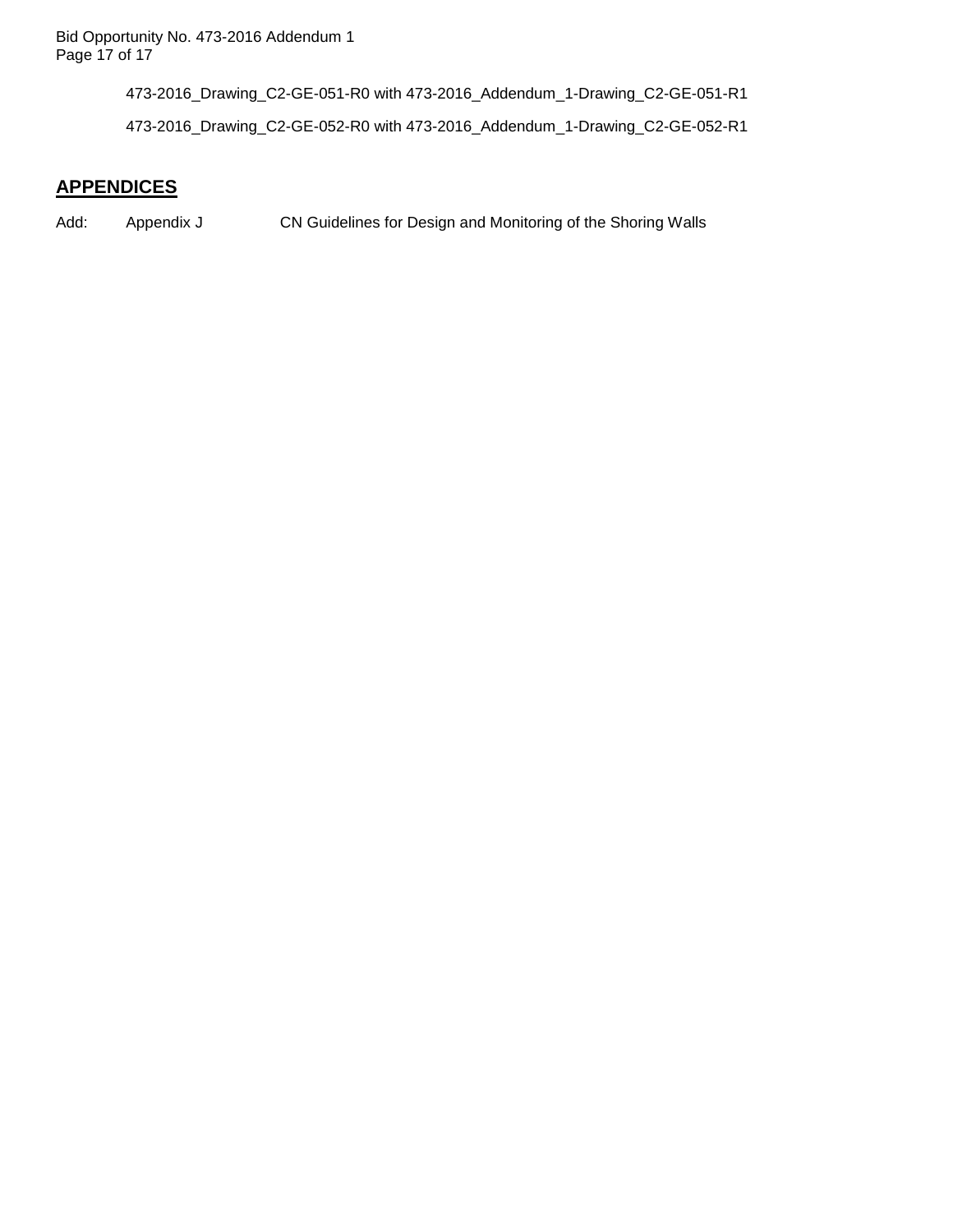473-2016_Drawing_C2-GE-051-R0 with 473-2016_Addendum_1-Drawing_C2-GE-051-R1

473-2016_Drawing_C2-GE-052-R0 with 473-2016_Addendum_1-Drawing_C2-GE-052-R1

## APPENDICES

Add: Appendix J CN Guidelines for Design and Monitoring of the Shoring Walls